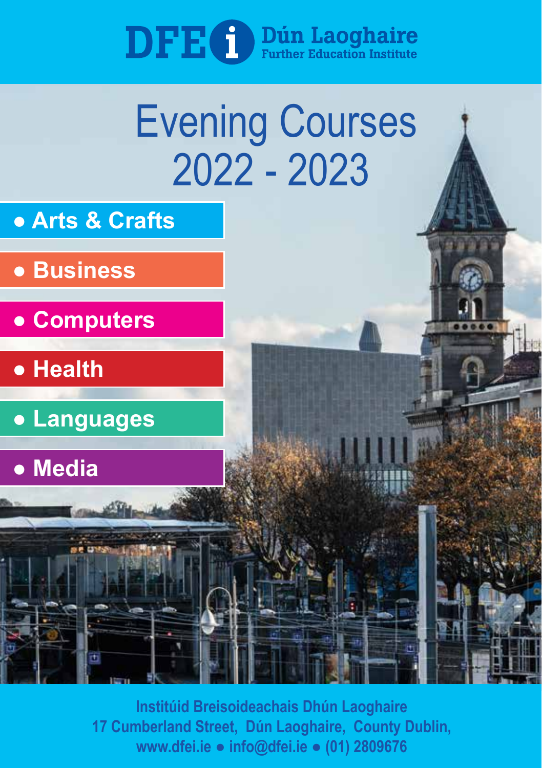**DFEi** Dún Laoghaire Further Education Institute

# Evening Courses 2022 - 2023

- Arts & Crafts
- Business
- Computers
- Health
- Languages
- Media

**Institúid Breisoideachais Dhún Laoghaire**
**17 Cumberland Street, Dún Laoghaire, County Dublin,**
**www.dfei.ie ● info@dfei.ie ● (01) 2809676**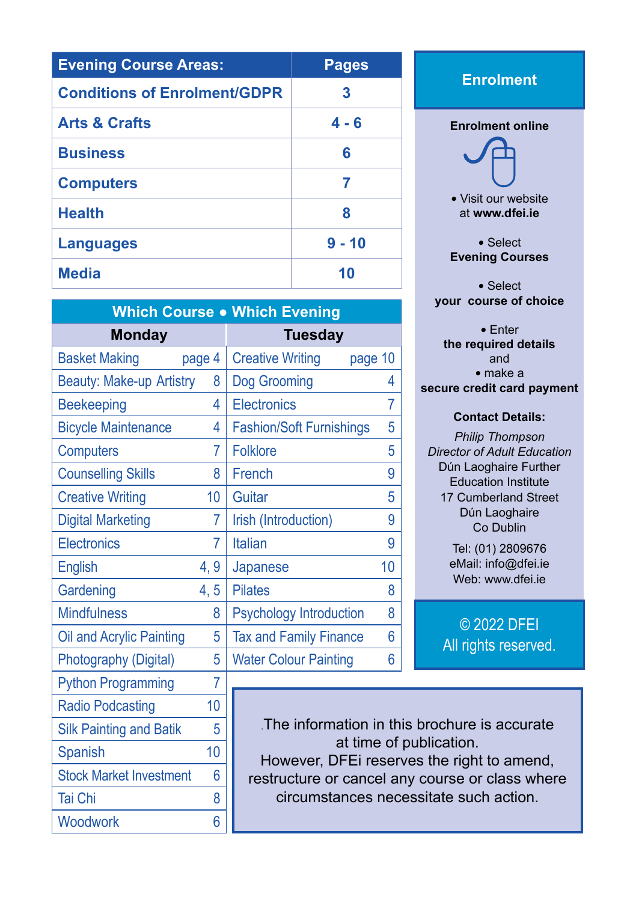| Evening Course Areas: | Pages |
|---|---|
| Conditions of Enrolment/GDPR | 3 |
| Arts & Crafts | 4 - 6 |
| Business | 6 |
| Computers | 7 |
| Health | 8 |
| Languages | 9 - 10 |
| Media | 10 |

## Which Course • Which Evening

| Monday | | Tuesday | |
|---|---|---|---|
| Basket Making | page 4 | Creative Writing | page 10 |
| Beauty: Make-up Artistry | 8 | Dog Grooming | 4 |
| Beekeeping | 4 | Electronics | 7 |
| Bicycle Maintenance | 4 | Fashion/Soft Furnishings | 5 |
| Computers | 7 | Folklore | 5 |
| Counselling Skills | 8 | French | 9 |
| Creative Writing | 10 | Guitar | 5 |
| Digital Marketing | 7 | Irish (Introduction) | 9 |
| Electronics | 7 | Italian | 9 |
| English | 4, 9 | Japanese | 10 |
| Gardening | 4, 5 | Pilates | 8 |
| Mindfulness | 8 | Psychology Introduction | 8 |
| Oil and Acrylic Painting | 5 | Tax and Family Finance | 6 |
| Photography (Digital) | 5 | Water Colour Painting | 6 |
| Python Programming | 7 | | |
| Radio Podcasting | 10 | | |
| Silk Painting and Batik | 5 | | |
| Spanish | 10 | | |
| Stock Market Investment | 6 | | |
| Tai Chi | 8 | | |
| Woodwork | 6 | | |

## Enrolment

**Enrolment online**

- Visit our website at **www.dfei.ie**
- Select **Evening Courses**
- Select **your course of choice**
- Enter **the required details** and
- make a **secure credit card payment**

**Contact Details:**

*Philip Thompson*
*Director of Adult Education*
Dún Laoghaire Further Education Institute
17 Cumberland Street
Dún Laoghaire
Co Dublin

Tel: (01) 2809676
eMail: info@dfei.ie
Web: www.dfei.ie

© 2022 DFEI
All rights reserved.

The information in this brochure is accurate at time of publication.
However, DFEi reserves the right to amend, restructure or cancel any course or class where circumstances necessitate such action.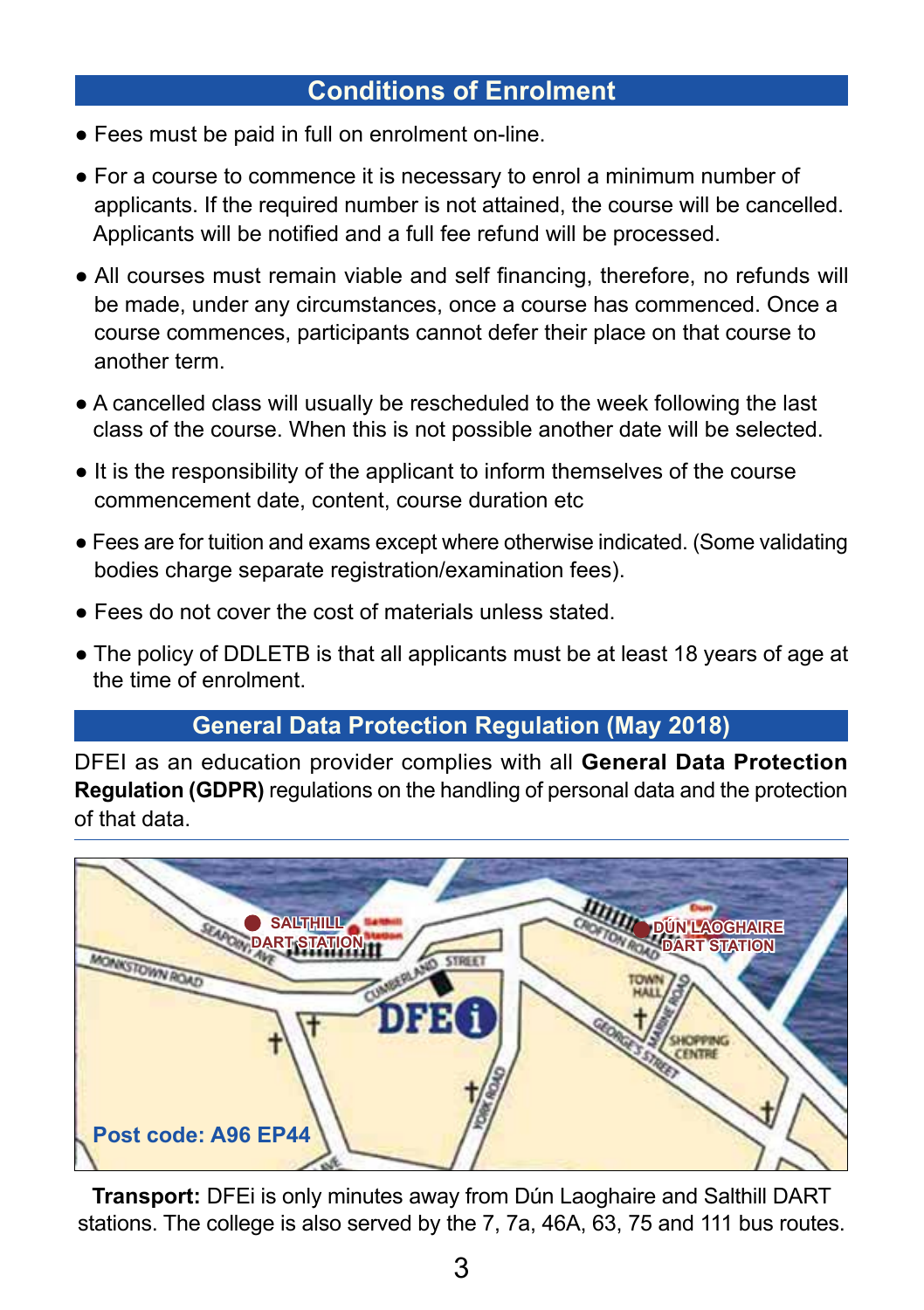## Conditions of Enrolment

- Fees must be paid in full on enrolment on-line.
- For a course to commence it is necessary to enrol a minimum number of applicants. If the required number is not attained, the course will be cancelled. Applicants will be notified and a full fee refund will be processed.
- All courses must remain viable and self financing, therefore, no refunds will be made, under any circumstances, once a course has commenced. Once a course commences, participants cannot defer their place on that course to another term.
- A cancelled class will usually be rescheduled to the week following the last class of the course. When this is not possible another date will be selected.
- It is the responsibility of the applicant to inform themselves of the course commencement date, content, course duration etc
- Fees are for tuition and exams except where otherwise indicated. (Some validating bodies charge separate registration/examination fees).
- Fees do not cover the cost of materials unless stated.
- The policy of DDLETB is that all applicants must be at least 18 years of age at the time of enrolment.

## General Data Protection Regulation (May 2018)

DFEI as an education provider complies with all **General Data Protection Regulation (GDPR)** regulations on the handling of personal data and the protection of that data.

SALTHILL DART STATION
DÚN LAOGHAIRE DART STATION
DFEi
Post code: A96 EP44

**Transport:** DFEi is only minutes away from Dún Laoghaire and Salthill DART stations. The college is also served by the 7, 7a, 46A, 63, 75 and 111 bus routes.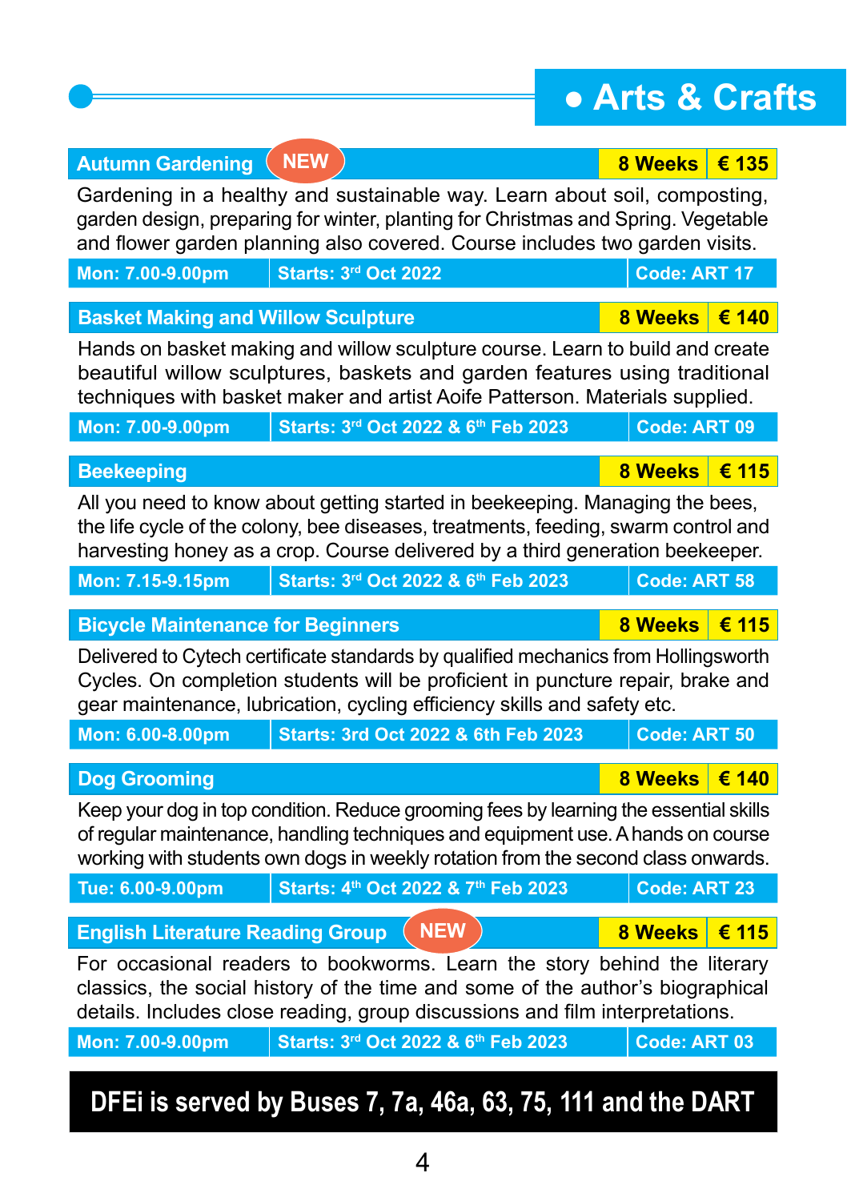# • Arts & Crafts

## Autumn Gardening NEW

**8 Weeks | € 135**

Gardening in a healthy and sustainable way. Learn about soil, composting, garden design, preparing for winter, planting for Christmas and Spring. Vegetable and flower garden planning also covered. Course includes two garden visits.

**Mon: 7.00-9.00pm | Starts: 3rd Oct 2022 | Code: ART 17**

## Basket Making and Willow Sculpture

**8 Weeks | € 140**

Hands on basket making and willow sculpture course. Learn to build and create beautiful willow sculptures, baskets and garden features using traditional techniques with basket maker and artist Aoife Patterson. Materials supplied.

**Mon: 7.00-9.00pm | Starts: 3rd Oct 2022 & 6th Feb 2023 | Code: ART 09**

## Beekeeping

**8 Weeks | € 115**

All you need to know about getting started in beekeeping. Managing the bees, the life cycle of the colony, bee diseases, treatments, feeding, swarm control and harvesting honey as a crop. Course delivered by a third generation beekeeper.

**Mon: 7.15-9.15pm | Starts: 3rd Oct 2022 & 6th Feb 2023 | Code: ART 58**

## Bicycle Maintenance for Beginners

**8 Weeks | € 115**

Delivered to Cytech certificate standards by qualified mechanics from Hollingsworth Cycles. On completion students will be proficient in puncture repair, brake and gear maintenance, lubrication, cycling efficiency skills and safety etc.

**Mon: 6.00-8.00pm | Starts: 3rd Oct 2022 & 6th Feb 2023 | Code: ART 50**

## Dog Grooming

**8 Weeks | € 140**

Keep your dog in top condition. Reduce grooming fees by learning the essential skills of regular maintenance, handling techniques and equipment use. A hands on course working with students own dogs in weekly rotation from the second class onwards.

**Tue: 6.00-9.00pm | Starts: 4th Oct 2022 & 7th Feb 2023 | Code: ART 23**

## English Literature Reading Group NEW

**8 Weeks | € 115**

For occasional readers to bookworms. Learn the story behind the literary classics, the social history of the time and some of the author's biographical details. Includes close reading, group discussions and film interpretations.

**Mon: 7.00-9.00pm | Starts: 3rd Oct 2022 & 6th Feb 2023 | Code: ART 03**

**DFEi is served by Buses 7, 7a, 46a, 63, 75, 111 and the DART**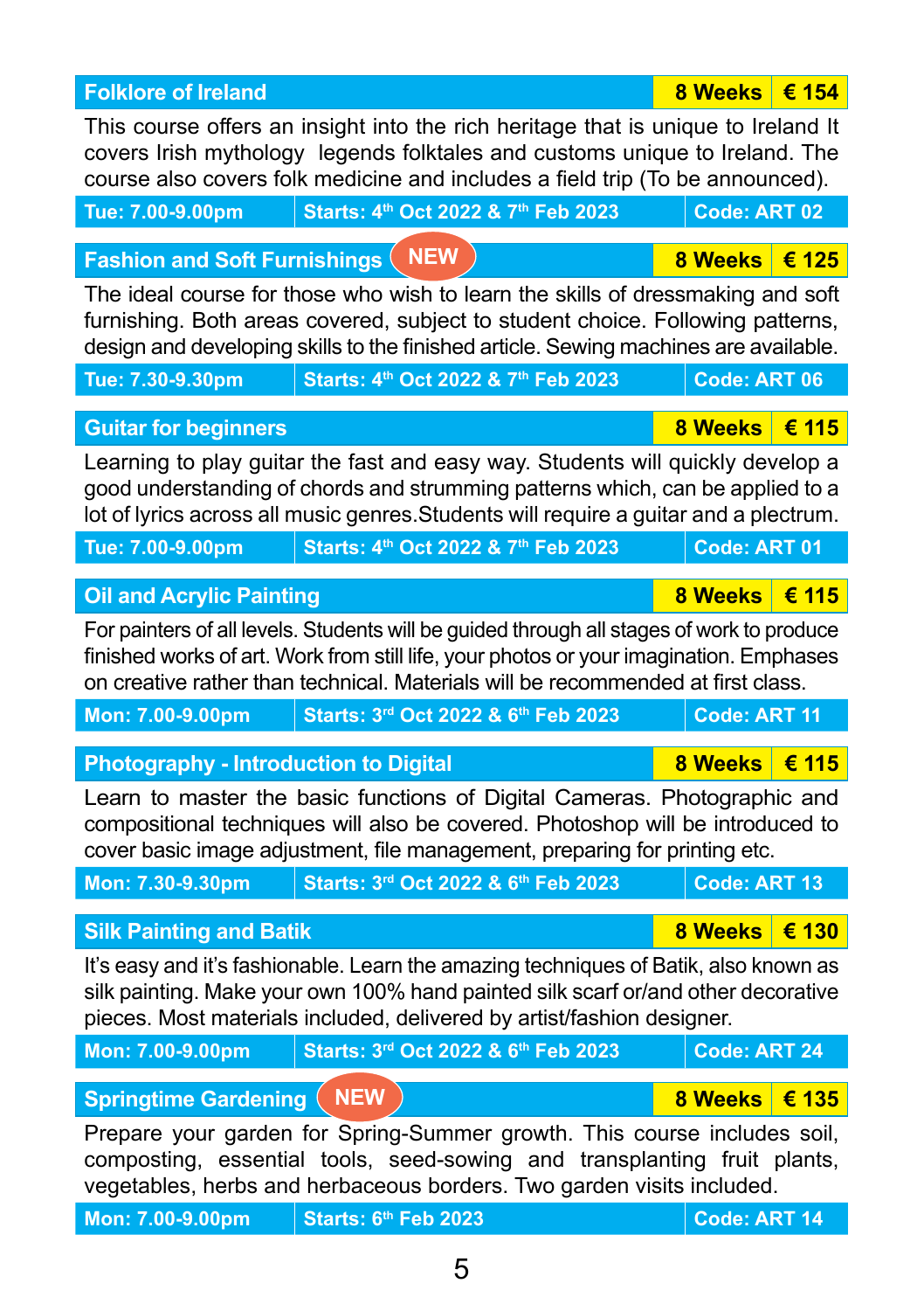## Folklore of Ireland

**8 Weeks | € 154**

This course offers an insight into the rich heritage that is unique to Ireland It covers Irish mythology legends folktales and customs unique to Ireland. The course also covers folk medicine and includes a field trip (To be announced).

**Tue: 7.00-9.00pm | Starts: 4th Oct 2022 & 7th Feb 2023 | Code: ART 02**

## Fashion and Soft Furnishings NEW

**8 Weeks | € 125**

The ideal course for those who wish to learn the skills of dressmaking and soft furnishing. Both areas covered, subject to student choice. Following patterns, design and developing skills to the finished article. Sewing machines are available.

**Tue: 7.30-9.30pm | Starts: 4th Oct 2022 & 7th Feb 2023 | Code: ART 06**

## Guitar for beginners

**8 Weeks | € 115**

Learning to play guitar the fast and easy way. Students will quickly develop a good understanding of chords and strumming patterns which, can be applied to a lot of lyrics across all music genres.Students will require a guitar and a plectrum.

**Tue: 7.00-9.00pm | Starts: 4th Oct 2022 & 7th Feb 2023 | Code: ART 01**

## Oil and Acrylic Painting

**8 Weeks | € 115**

For painters of all levels. Students will be guided through all stages of work to produce finished works of art. Work from still life, your photos or your imagination. Emphases on creative rather than technical. Materials will be recommended at first class.

**Mon: 7.00-9.00pm | Starts: 3rd Oct 2022 & 6th Feb 2023 | Code: ART 11**

## Photography - Introduction to Digital

**8 Weeks | € 115**

Learn to master the basic functions of Digital Cameras. Photographic and compositional techniques will also be covered. Photoshop will be introduced to cover basic image adjustment, file management, preparing for printing etc.

**Mon: 7.30-9.30pm | Starts: 3rd Oct 2022 & 6th Feb 2023 | Code: ART 13**

## Silk Painting and Batik

**8 Weeks | € 130**

It’s easy and it’s fashionable. Learn the amazing techniques of Batik, also known as silk painting. Make your own 100% hand painted silk scarf or/and other decorative pieces. Most materials included, delivered by artist/fashion designer.

**Mon: 7.00-9.00pm | Starts: 3rd Oct 2022 & 6th Feb 2023 | Code: ART 24**

## Springtime Gardening NEW

**8 Weeks | € 135**

Prepare your garden for Spring-Summer growth. This course includes soil, composting, essential tools, seed-sowing and transplanting fruit plants, vegetables, herbs and herbaceous borders. Two garden visits included.

**Mon: 7.00-9.00pm | Starts: 6th Feb 2023 | Code: ART 14**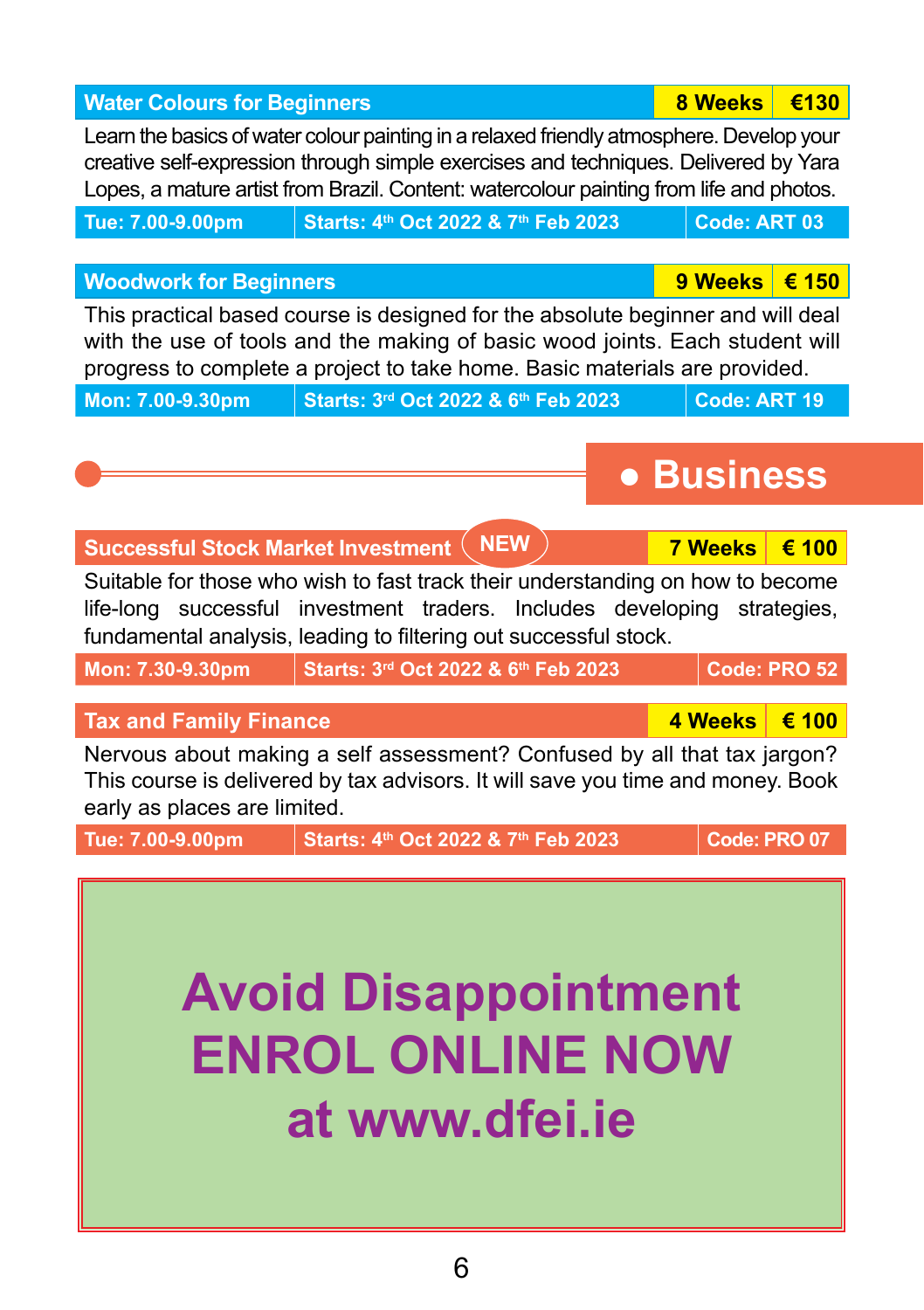### Water Colours for Beginners

**8 Weeks** | **€130**

Learn the basics of water colour painting in a relaxed friendly atmosphere. Develop your creative self-expression through simple exercises and techniques. Delivered by Yara Lopes, a mature artist from Brazil. Content: watercolour painting from life and photos.

| | | |
|---|---|---|
| Tue: 7.00-9.00pm | Starts: 4th Oct 2022 & 7th Feb 2023 | Code: ART 03 |

### Woodwork for Beginners

**9 Weeks** | **€ 150**

This practical based course is designed for the absolute beginner and will deal with the use of tools and the making of basic wood joints. Each student will progress to complete a project to take home. Basic materials are provided.

| | | |
|---|---|---|
| Mon: 7.00-9.30pm | Starts: 3rd Oct 2022 & 6th Feb 2023 | Code: ART 19 |

## • Business

### Successful Stock Market Investment (NEW)

**7 Weeks** | **€ 100**

Suitable for those who wish to fast track their understanding on how to become life-long successful investment traders. Includes developing strategies, fundamental analysis, leading to filtering out successful stock.

| | | |
|---|---|---|
| Mon: 7.30-9.30pm | Starts: 3rd Oct 2022 & 6th Feb 2023 | Code: PRO 52 |

### Tax and Family Finance

**4 Weeks** | **€ 100**

Nervous about making a self assessment? Confused by all that tax jargon? This course is delivered by tax advisors. It will save you time and money. Book early as places are limited.

| | | |
|---|---|---|
| Tue: 7.00-9.00pm | Starts: 4th Oct 2022 & 7th Feb 2023 | Code: PRO 07 |

**Avoid Disappointment**
**ENROL ONLINE NOW**
**at www.dfei.ie**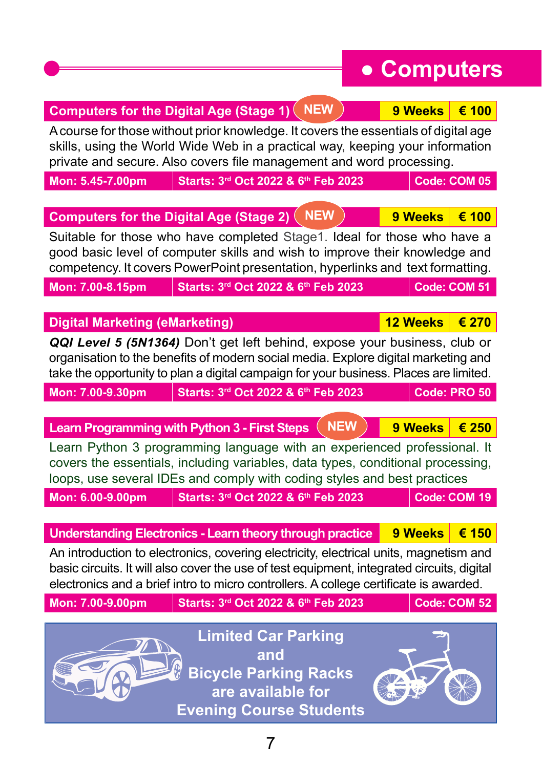# • Computers

## Computers for the Digital Age (Stage 1) NEW

**9 Weeks | € 100**

A course for those without prior knowledge. It covers the essentials of digital age skills, using the World Wide Web in a practical way, keeping your information private and secure. Also covers file management and word processing.

**Mon: 5.45-7.00pm | Starts: 3rd Oct 2022 & 6th Feb 2023 | Code: COM 05**

## Computers for the Digital Age (Stage 2) NEW

**9 Weeks | € 100**

Suitable for those who have completed Stage1. Ideal for those who have a good basic level of computer skills and wish to improve their knowledge and competency. It covers PowerPoint presentation, hyperlinks and text formatting.

**Mon: 7.00-8.15pm | Starts: 3rd Oct 2022 & 6th Feb 2023 | Code: COM 51**

## Digital Marketing (eMarketing)

**12 Weeks | € 270**

***QQI Level 5 (5N1364)*** Don't get left behind, expose your business, club or organisation to the benefits of modern social media. Explore digital marketing and take the opportunity to plan a digital campaign for your business. Places are limited.

**Mon: 7.00-9.30pm | Starts: 3rd Oct 2022 & 6th Feb 2023 | Code: PRO 50**

## Learn Programming with Python 3 - First Steps NEW

**9 Weeks | € 250**

Learn Python 3 programming language with an experienced professional. It covers the essentials, including variables, data types, conditional processing, loops, use several IDEs and comply with coding styles and best practices

**Mon: 6.00-9.00pm | Starts: 3rd Oct 2022 & 6th Feb 2023 | Code: COM 19**

## Understanding Electronics - Learn theory through practice

**9 Weeks | € 150**

An introduction to electronics, covering electricity, electrical units, magnetism and basic circuits. It will also cover the use of test equipment, integrated circuits, digital electronics and a brief intro to micro controllers. A college certificate is awarded.

**Mon: 7.00-9.00pm | Starts: 3rd Oct 2022 & 6th Feb 2023 | Code: COM 52**

**Limited Car Parking and Bicycle Parking Racks are available for Evening Course Students**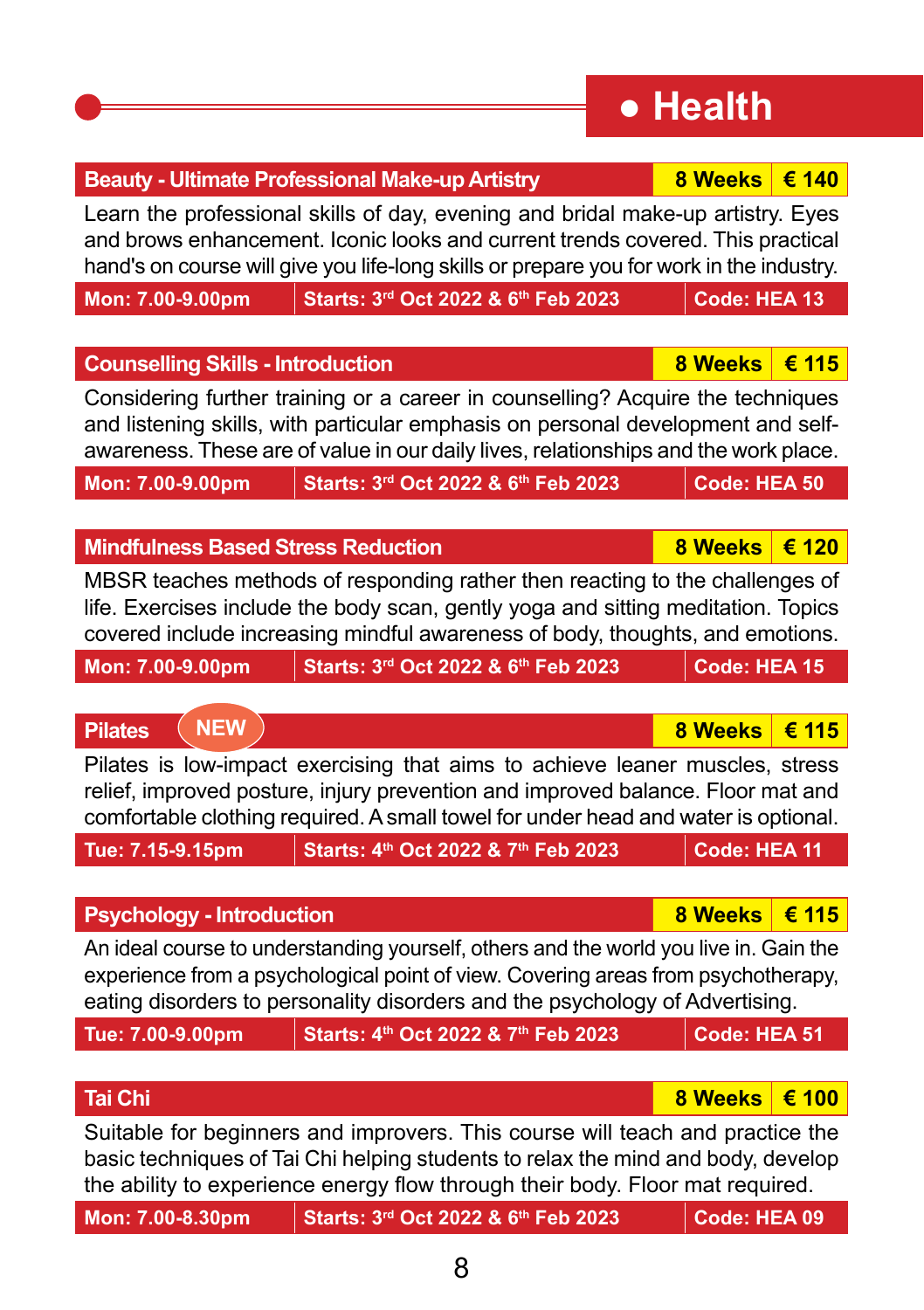# Health

## Beauty - Ultimate Professional Make-up Artistry

**8 Weeks | € 140**

Learn the professional skills of day, evening and bridal make-up artistry. Eyes and brows enhancement. Iconic looks and current trends covered. This practical hand's on course will give you life-long skills or prepare you for work in the industry.

**Mon: 7.00-9.00pm | Starts: 3rd Oct 2022 & 6th Feb 2023 | Code: HEA 13**

## Counselling Skills - Introduction

**8 Weeks | € 115**

Considering further training or a career in counselling? Acquire the techniques and listening skills, with particular emphasis on personal development and self-awareness. These are of value in our daily lives, relationships and the work place.

**Mon: 7.00-9.00pm | Starts: 3rd Oct 2022 & 6th Feb 2023 | Code: HEA 50**

## Mindfulness Based Stress Reduction

**8 Weeks | € 120**

MBSR teaches methods of responding rather then reacting to the challenges of life. Exercises include the body scan, gently yoga and sitting meditation. Topics covered include increasing mindful awareness of body, thoughts, and emotions.

**Mon: 7.00-9.00pm | Starts: 3rd Oct 2022 & 6th Feb 2023 | Code: HEA 15**

## Pilates NEW

**8 Weeks | € 115**

Pilates is low-impact exercising that aims to achieve leaner muscles, stress relief, improved posture, injury prevention and improved balance. Floor mat and comfortable clothing required. A small towel for under head and water is optional.

**Tue: 7.15-9.15pm | Starts: 4th Oct 2022 & 7th Feb 2023 | Code: HEA 11**

## Psychology - Introduction

**8 Weeks | € 115**

An ideal course to understanding yourself, others and the world you live in. Gain the experience from a psychological point of view. Covering areas from psychotherapy, eating disorders to personality disorders and the psychology of Advertising.

**Tue: 7.00-9.00pm | Starts: 4th Oct 2022 & 7th Feb 2023 | Code: HEA 51**

## Tai Chi

**8 Weeks | € 100**

Suitable for beginners and improvers. This course will teach and practice the basic techniques of Tai Chi helping students to relax the mind and body, develop the ability to experience energy flow through their body. Floor mat required.

**Mon: 7.00-8.30pm | Starts: 3rd Oct 2022 & 6th Feb 2023 | Code: HEA 09**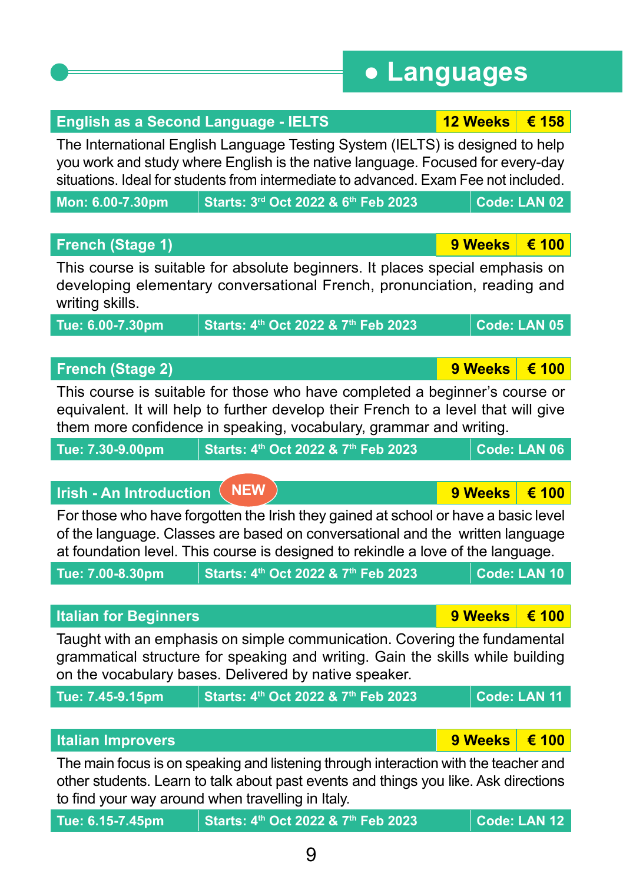# Languages

### English as a Second Language - IELTS

**12 Weeks | € 158**

The International English Language Testing System (IELTS) is designed to help you work and study where English is the native language. Focused for every-day situations. Ideal for students from intermediate to advanced. Exam Fee not included.

**Mon: 6.00-7.30pm | Starts: 3rd Oct 2022 & 6th Feb 2023 | Code: LAN 02**

### French (Stage 1)

**9 Weeks | € 100**

This course is suitable for absolute beginners. It places special emphasis on developing elementary conversational French, pronunciation, reading and writing skills.

**Tue: 6.00-7.30pm | Starts: 4th Oct 2022 & 7th Feb 2023 | Code: LAN 05**

### French (Stage 2)

**9 Weeks | € 100**

This course is suitable for those who have completed a beginner's course or equivalent. It will help to further develop their French to a level that will give them more confidence in speaking, vocabulary, grammar and writing.

**Tue: 7.30-9.00pm | Starts: 4th Oct 2022 & 7th Feb 2023 | Code: LAN 06**

### Irish - An Introduction (NEW)

**9 Weeks | € 100**

For those who have forgotten the Irish they gained at school or have a basic level of the language. Classes are based on conversational and the written language at foundation level. This course is designed to rekindle a love of the language.

**Tue: 7.00-8.30pm | Starts: 4th Oct 2022 & 7th Feb 2023 | Code: LAN 10**

### Italian for Beginners

**9 Weeks | € 100**

Taught with an emphasis on simple communication. Covering the fundamental grammatical structure for speaking and writing. Gain the skills while building on the vocabulary bases. Delivered by native speaker.

**Tue: 7.45-9.15pm | Starts: 4th Oct 2022 & 7th Feb 2023 | Code: LAN 11**

### Italian Improvers

**9 Weeks | € 100**

The main focus is on speaking and listening through interaction with the teacher and other students. Learn to talk about past events and things you like. Ask directions to find your way around when travelling in Italy.

**Tue: 6.15-7.45pm | Starts: 4th Oct 2022 & 7th Feb 2023 | Code: LAN 12**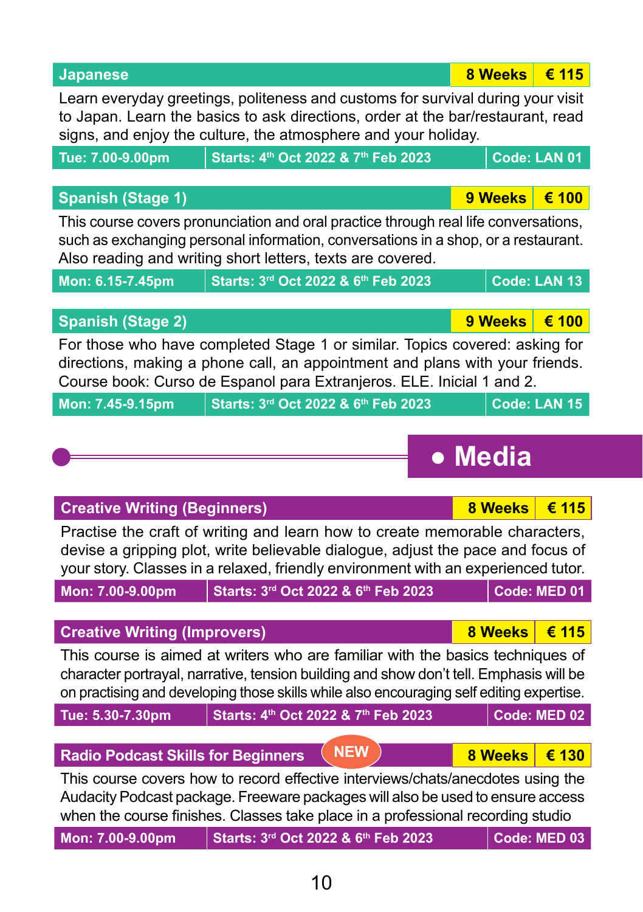### Japanese

**8 Weeks | € 115**

Learn everyday greetings, politeness and customs for survival during your visit to Japan. Learn the basics to ask directions, order at the bar/restaurant, read signs, and enjoy the culture, the atmosphere and your holiday.

**Tue: 7.00-9.00pm | Starts: 4th Oct 2022 & 7th Feb 2023 | Code: LAN 01**

### Spanish (Stage 1)

**9 Weeks | € 100**

This course covers pronunciation and oral practice through real life conversations, such as exchanging personal information, conversations in a shop, or a restaurant. Also reading and writing short letters, texts are covered.

**Mon: 6.15-7.45pm | Starts: 3rd Oct 2022 & 6th Feb 2023 | Code: LAN 13**

### Spanish (Stage 2)

**9 Weeks | € 100**

For those who have completed Stage 1 or similar. Topics covered: asking for directions, making a phone call, an appointment and plans with your friends. Course book: Curso de Espanol para Extranjeros. ELE. Inicial 1 and 2.

**Mon: 7.45-9.15pm | Starts: 3rd Oct 2022 & 6th Feb 2023 | Code: LAN 15**

## • Media

### Creative Writing (Beginners)

**8 Weeks | € 115**

Practise the craft of writing and learn how to create memorable characters, devise a gripping plot, write believable dialogue, adjust the pace and focus of your story. Classes in a relaxed, friendly environment with an experienced tutor.

**Mon: 7.00-9.00pm | Starts: 3rd Oct 2022 & 6th Feb 2023 | Code: MED 01**

### Creative Writing (Improvers)

**8 Weeks | € 115**

This course is aimed at writers who are familiar with the basics techniques of character portrayal, narrative, tension building and show don't tell. Emphasis will be on practising and developing those skills while also encouraging self editing expertise.

**Tue: 5.30-7.30pm | Starts: 4th Oct 2022 & 7th Feb 2023 | Code: MED 02**

### Radio Podcast Skills for Beginners (NEW)

**8 Weeks | € 130**

This course covers how to record effective interviews/chats/anecdotes using the Audacity Podcast package. Freeware packages will also be used to ensure access when the course finishes. Classes take place in a professional recording studio

**Mon: 7.00-9.00pm | Starts: 3rd Oct 2022 & 6th Feb 2023 | Code: MED 03**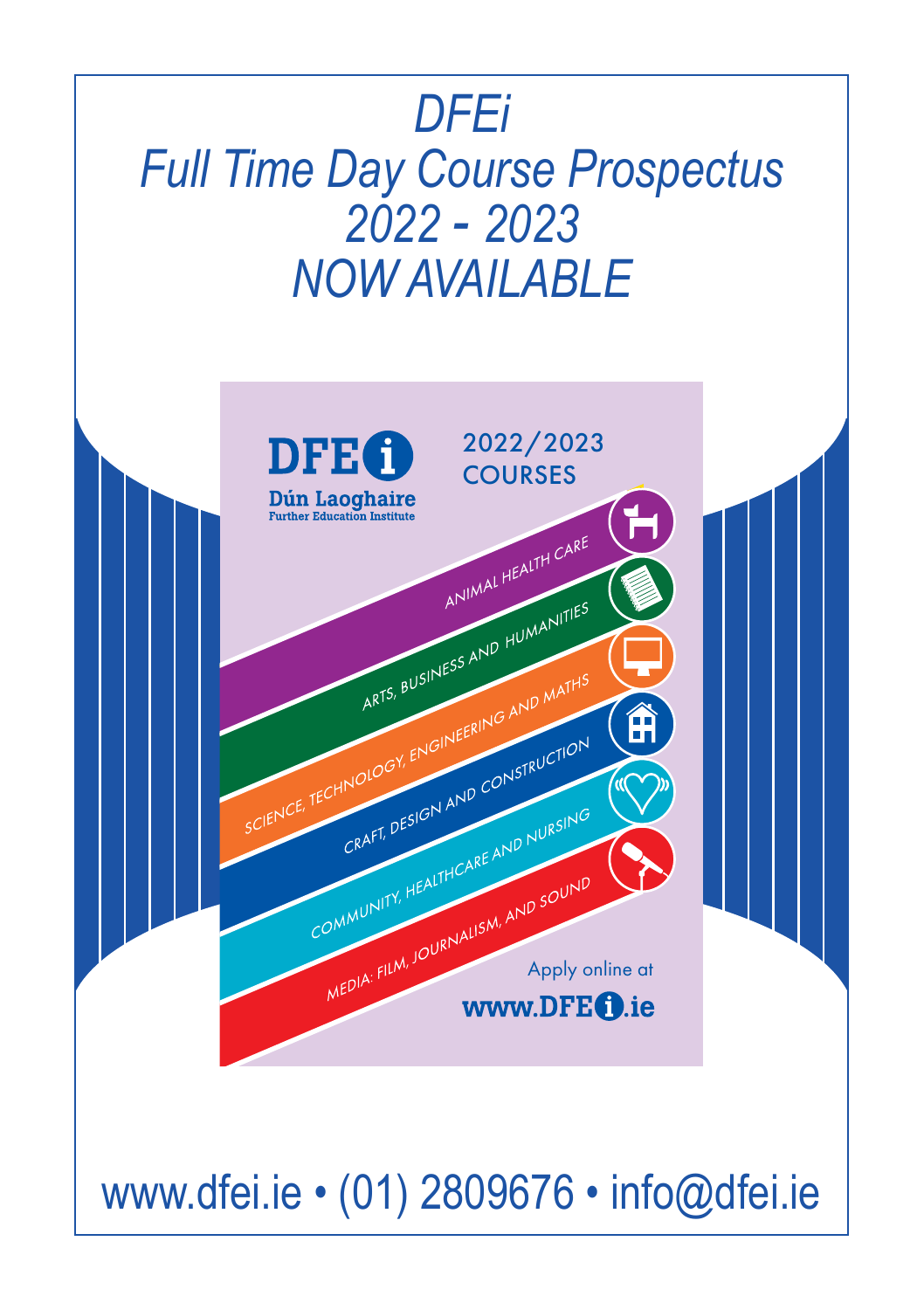# *DFEi*

# *Full Time Day Course Prospectus 2022 - 2023 NOW AVAILABLE*

DFEi
Dún Laoghaire
Further Education Institute

2022/2023
COURSES

ANIMAL HEALTH CARE

ARTS, BUSINESS AND HUMANITIES

SCIENCE, TECHNOLOGY, ENGINEERING AND MATHS

CRAFT, DESIGN AND CONSTRUCTION

COMMUNITY, HEALTHCARE AND NURSING

MEDIA: FILM, JOURNALISM, AND SOUND

Apply online at
**www.DFEi.ie**

www.dfei.ie • (01) 2809676 • info@dfei.ie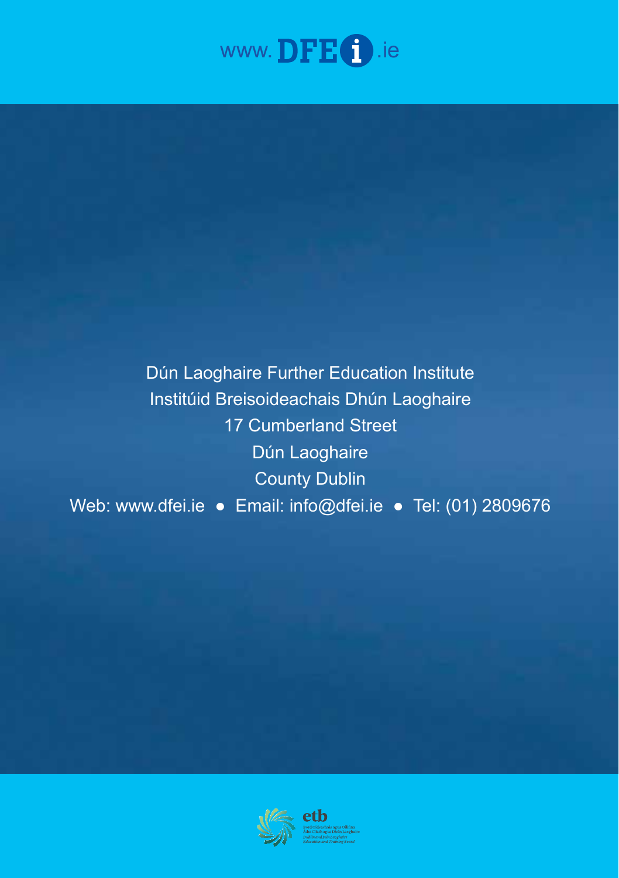www.DFEi.ie

Dún Laoghaire Further Education Institute

Institúid Breisoideachais Dhún Laoghaire

17 Cumberland Street

Dún Laoghaire

County Dublin

Web: www.dfei.ie • Email: info@dfei.ie • Tel: (01) 2809676

etb

Bord Oideachais agus Oiliúna Átha Cliath agus Dhún Laoghaire

Dublin and Dún Laoghaire Education and Training Board